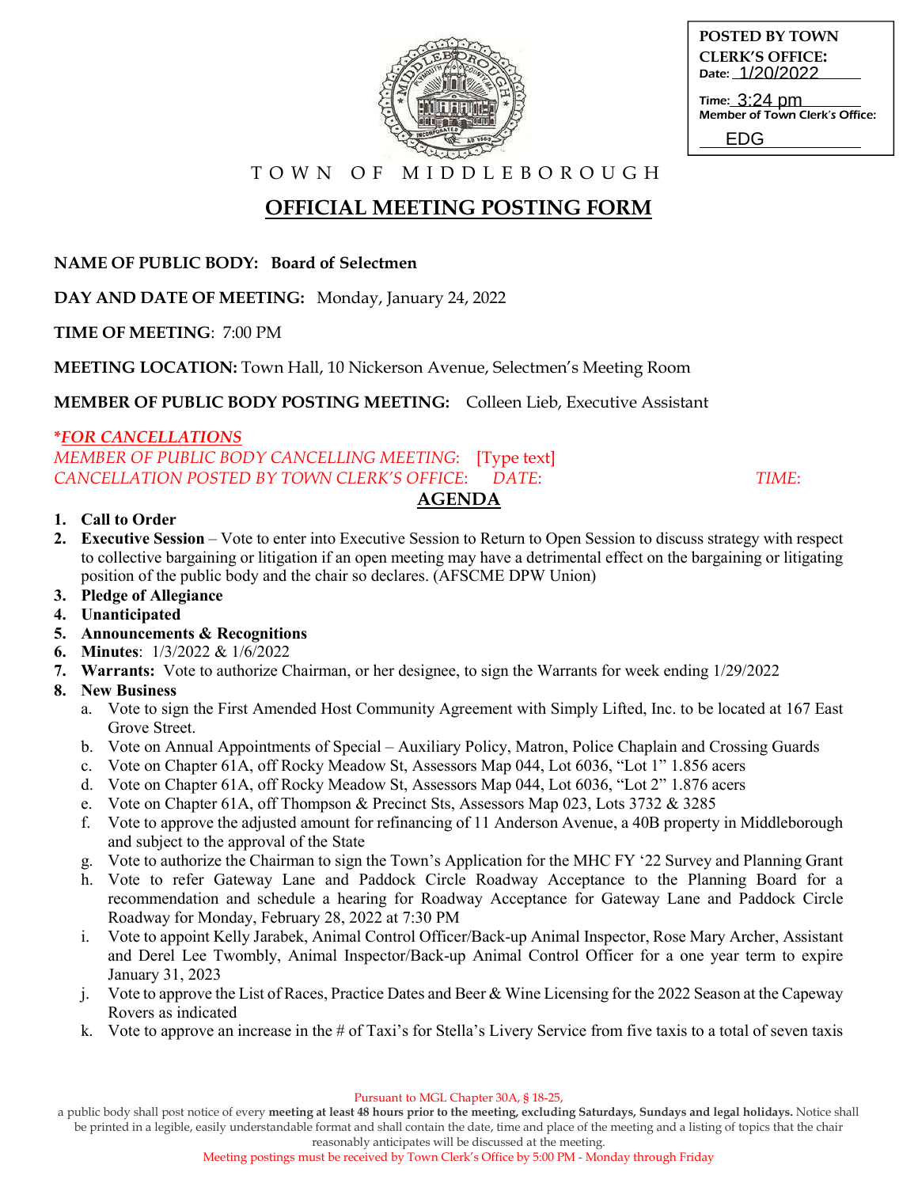POSTED BY TOWN CLERK'S OFFICE:
Date: 1/20/2022
Time: 3:24 pm
Member of Town Clerk's Office: EDG

TOWN OF MIDDLEBOROUGH

# OFFICIAL MEETING POSTING FORM

**NAME OF PUBLIC BODY: Board of Selectmen**

**DAY AND DATE OF MEETING:** Monday, January 24, 2022

**TIME OF MEETING**: 7:00 PM

**MEETING LOCATION:** Town Hall, 10 Nickerson Avenue, Selectmen's Meeting Room

**MEMBER OF PUBLIC BODY POSTING MEETING:** Colleen Lieb, Executive Assistant

***FOR CANCELLATIONS***
*MEMBER OF PUBLIC BODY CANCELLING MEETING:* [Type text]
*CANCELLATION POSTED BY TOWN CLERK'S OFFICE: DATE: TIME:*

## AGENDA

1. **Call to Order**
2. **Executive Session** – Vote to enter into Executive Session to Return to Open Session to discuss strategy with respect to collective bargaining or litigation if an open meeting may have a detrimental effect on the bargaining or litigating position of the public body and the chair so declares. (AFSCME DPW Union)
3. **Pledge of Allegiance**
4. **Unanticipated**
5. **Announcements & Recognitions**
6. **Minutes**: 1/3/2022 & 1/6/2022
7. **Warrants:** Vote to authorize Chairman, or her designee, to sign the Warrants for week ending 1/29/2022
8. **New Business**
   a. Vote to sign the First Amended Host Community Agreement with Simply Lifted, Inc. to be located at 167 East Grove Street.
   b. Vote on Annual Appointments of Special – Auxiliary Policy, Matron, Police Chaplain and Crossing Guards
   c. Vote on Chapter 61A, off Rocky Meadow St, Assessors Map 044, Lot 6036, "Lot 1" 1.856 acers
   d. Vote on Chapter 61A, off Rocky Meadow St, Assessors Map 044, Lot 6036, "Lot 2" 1.876 acers
   e. Vote on Chapter 61A, off Thompson & Precinct Sts, Assessors Map 023, Lots 3732 & 3285
   f. Vote to approve the adjusted amount for refinancing of 11 Anderson Avenue, a 40B property in Middleborough and subject to the approval of the State
   g. Vote to authorize the Chairman to sign the Town's Application for the MHC FY '22 Survey and Planning Grant
   h. Vote to refer Gateway Lane and Paddock Circle Roadway Acceptance to the Planning Board for a recommendation and schedule a hearing for Roadway Acceptance for Gateway Lane and Paddock Circle Roadway for Monday, February 28, 2022 at 7:30 PM
   i. Vote to appoint Kelly Jarabek, Animal Control Officer/Back-up Animal Inspector, Rose Mary Archer, Assistant and Derel Lee Twombly, Animal Inspector/Back-up Animal Control Officer for a one year term to expire January 31, 2023
   j. Vote to approve the List of Races, Practice Dates and Beer & Wine Licensing for the 2022 Season at the Capeway Rovers as indicated
   k. Vote to approve an increase in the # of Taxi's for Stella's Livery Service from five taxis to a total of seven taxis

Pursuant to MGL Chapter 30A, § 18-25,
a public body shall post notice of every **meeting at least 48 hours prior to the meeting, excluding Saturdays, Sundays and legal holidays.** Notice shall be printed in a legible, easily understandable format and shall contain the date, time and place of the meeting and a listing of topics that the chair reasonably anticipates will be discussed at the meeting.
Meeting postings must be received by Town Clerk's Office by 5:00 PM - Monday through Friday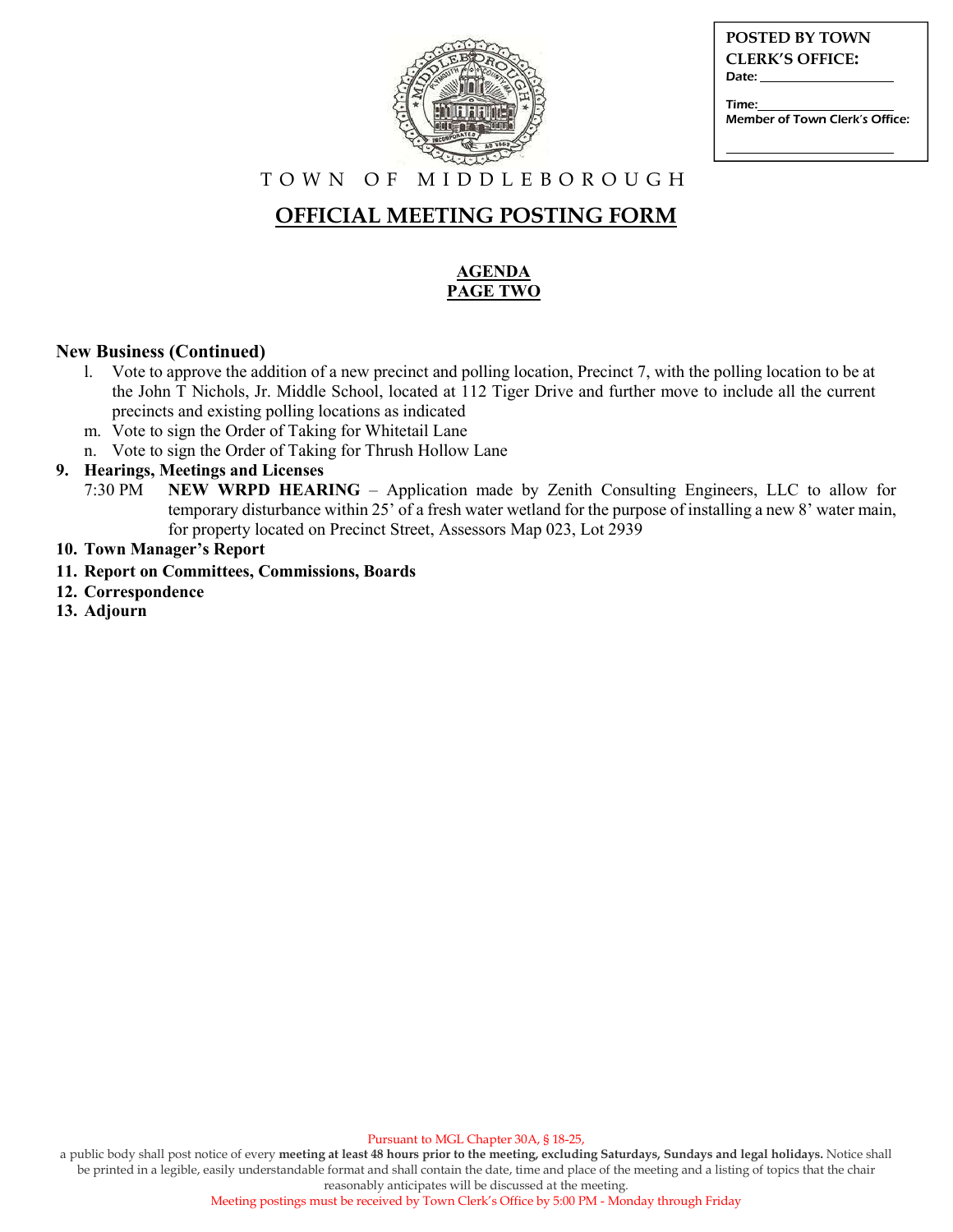**POSTED BY TOWN CLERK'S OFFICE:**
Date: ____________________

Time: ____________________
Member of Town Clerk's Office:

____________________

TOWN OF MIDDLEBOROUGH

# OFFICIAL MEETING POSTING FORM

## AGENDA
## PAGE TWO

**New Business (Continued)**

l. Vote to approve the addition of a new precinct and polling location, Precinct 7, with the polling location to be at the John T Nichols, Jr. Middle School, located at 112 Tiger Drive and further move to include all the current precincts and existing polling locations as indicated
m. Vote to sign the Order of Taking for Whitetail Lane
n. Vote to sign the Order of Taking for Thrush Hollow Lane

**9. Hearings, Meetings and Licenses**

7:30 PM **NEW WRPD HEARING** – Application made by Zenith Consulting Engineers, LLC to allow for temporary disturbance within 25' of a fresh water wetland for the purpose of installing a new 8' water main, for property located on Precinct Street, Assessors Map 023, Lot 2939

**10. Town Manager's Report**

**11. Report on Committees, Commissions, Boards**

**12. Correspondence**

**13. Adjourn**

Pursuant to MGL Chapter 30A, § 18-25,
a public body shall post notice of every **meeting at least 48 hours prior to the meeting, excluding Saturdays, Sundays and legal holidays.** Notice shall be printed in a legible, easily understandable format and shall contain the date, time and place of the meeting and a listing of topics that the chair reasonably anticipates will be discussed at the meeting.
Meeting postings must be received by Town Clerk's Office by 5:00 PM - Monday through Friday